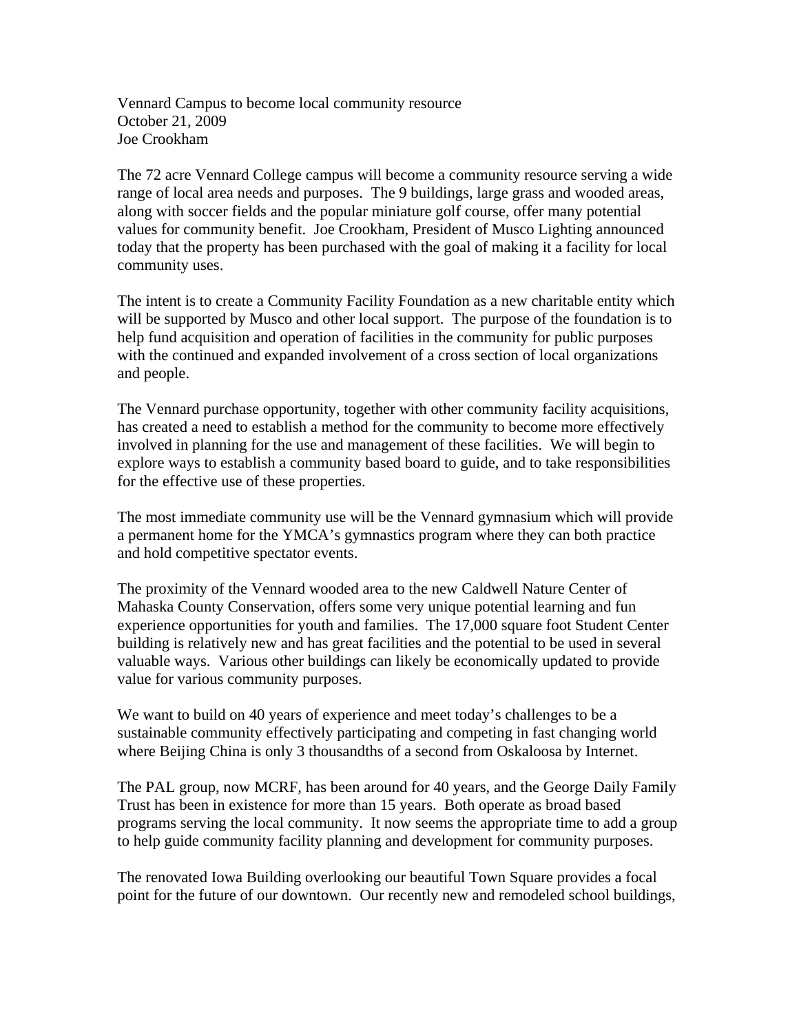Vennard Campus to become local community resource
October 21, 2009
Joe Crookham

The 72 acre Vennard College campus will become a community resource serving a wide range of local area needs and purposes. The 9 buildings, large grass and wooded areas, along with soccer fields and the popular miniature golf course, offer many potential values for community benefit. Joe Crookham, President of Musco Lighting announced today that the property has been purchased with the goal of making it a facility for local community uses.

The intent is to create a Community Facility Foundation as a new charitable entity which will be supported by Musco and other local support. The purpose of the foundation is to help fund acquisition and operation of facilities in the community for public purposes with the continued and expanded involvement of a cross section of local organizations and people.

The Vennard purchase opportunity, together with other community facility acquisitions, has created a need to establish a method for the community to become more effectively involved in planning for the use and management of these facilities. We will begin to explore ways to establish a community based board to guide, and to take responsibilities for the effective use of these properties.

The most immediate community use will be the Vennard gymnasium which will provide a permanent home for the YMCA's gymnastics program where they can both practice and hold competitive spectator events.

The proximity of the Vennard wooded area to the new Caldwell Nature Center of Mahaska County Conservation, offers some very unique potential learning and fun experience opportunities for youth and families. The 17,000 square foot Student Center building is relatively new and has great facilities and the potential to be used in several valuable ways. Various other buildings can likely be economically updated to provide value for various community purposes.

We want to build on 40 years of experience and meet today's challenges to be a sustainable community effectively participating and competing in fast changing world where Beijing China is only 3 thousandths of a second from Oskaloosa by Internet.

The PAL group, now MCRF, has been around for 40 years, and the George Daily Family Trust has been in existence for more than 15 years. Both operate as broad based programs serving the local community. It now seems the appropriate time to add a group to help guide community facility planning and development for community purposes.

The renovated Iowa Building overlooking our beautiful Town Square provides a focal point for the future of our downtown. Our recently new and remodeled school buildings,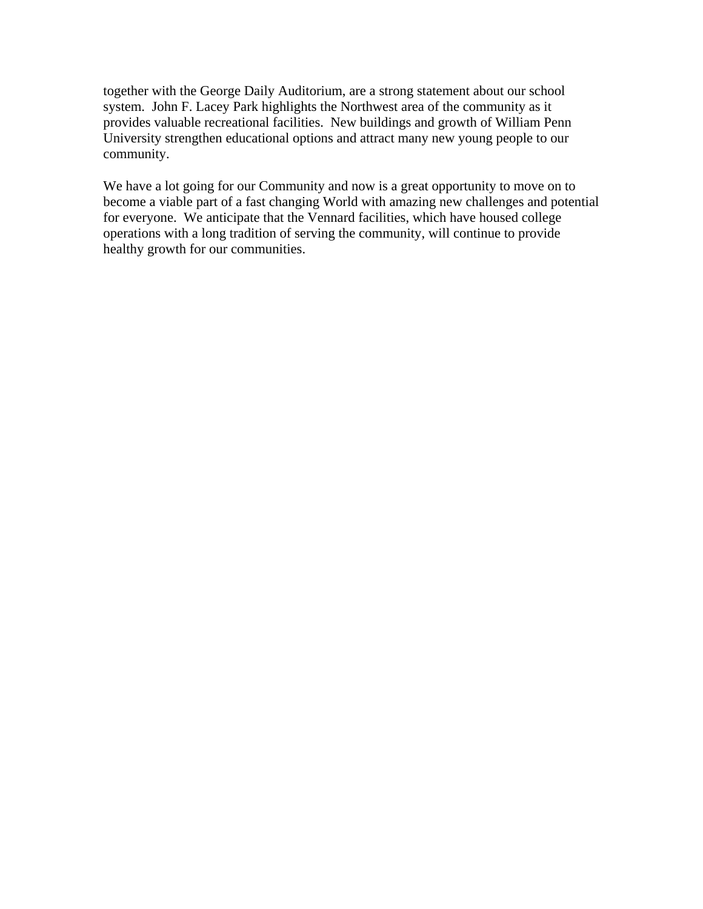together with the George Daily Auditorium, are a strong statement about our school system. John F. Lacey Park highlights the Northwest area of the community as it provides valuable recreational facilities. New buildings and growth of William Penn University strengthen educational options and attract many new young people to our community.

We have a lot going for our Community and now is a great opportunity to move on to become a viable part of a fast changing World with amazing new challenges and potential for everyone. We anticipate that the Vennard facilities, which have housed college operations with a long tradition of serving the community, will continue to provide healthy growth for our communities.